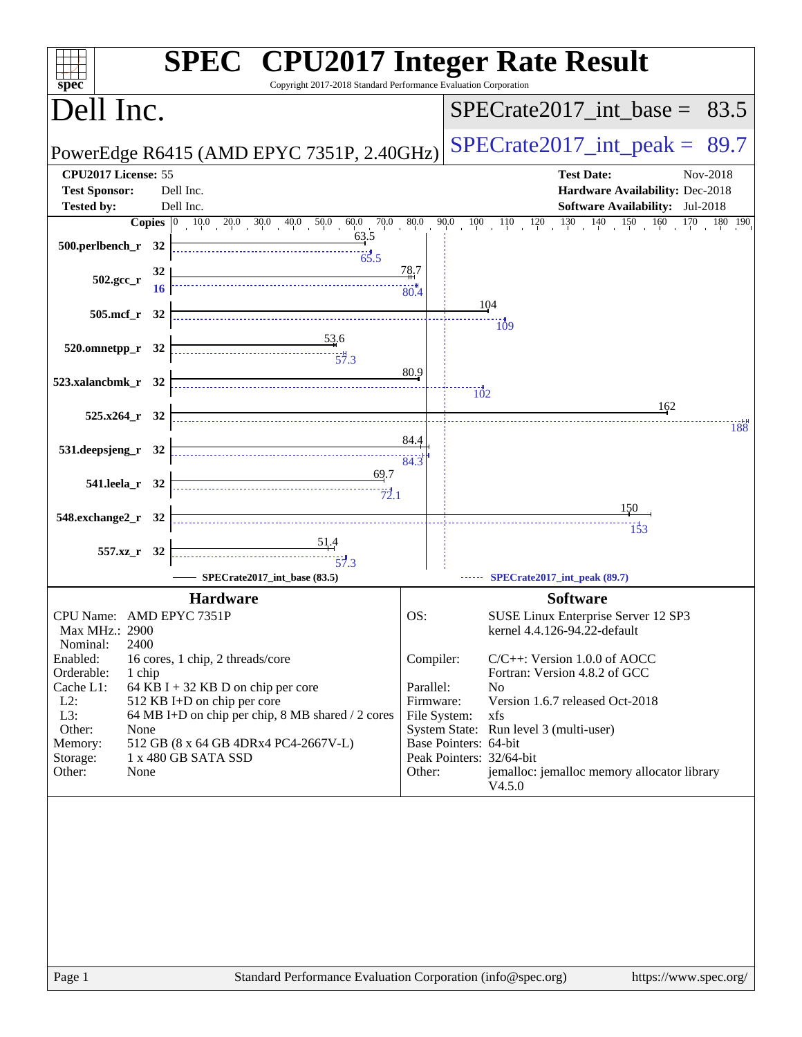# SPEC CPU2017 Integer Rate Result

Copyright 2017-2018 Standard Performance Evaluation Corporation

## Dell Inc.

**PowerEdge R6415 (AMD EPYC 7351P, 2.40GHz)**

SPECrate2017_int_base = 83.5

SPECrate2017_int_peak = 89.7

| | | | |
|---|---|---|---|
| **CPU2017 License:** | 55 | **Test Date:** | Nov-2018 |
| **Test Sponsor:** | Dell Inc. | **Hardware Availability:** | Dec-2018 |
| **Tested by:** | Dell Inc. | **Software Availability:** | Jul-2018 |

| Benchmark | Copies | Base | Peak |
|---|---|---|---|
| 500.perlbench_r | 32 | 63.5 | 65.5 |
| 502.gcc_r | 32 (base) / 16 (peak) | 78.7 | 80.4 |
| 505.mcf_r | 32 | 104 | 109 |
| 520.omnetpp_r | 32 | 53.6 | 57.3 |
| 523.xalancbmk_r | 32 | 80.9 | 102 |
| 525.x264_r | 32 | 162 | 188 |
| 531.deepsjeng_r | 32 | 84.4 | 84.3 |
| 541.leela_r | 32 | 69.7 | 72.1 |
| 548.exchange2_r | 32 | 150 | 153 |
| 557.xz_r | 32 | 51.4 | 57.3 |

SPECrate2017_int_base (83.5) — SPECrate2017_int_peak (89.7)

## Hardware

| | |
|---|---|
| CPU Name: | AMD EPYC 7351P |
| Max MHz.: | 2900 |
| Nominal: | 2400 |
| Enabled: | 16 cores, 1 chip, 2 threads/core |
| Orderable: | 1 chip |
| Cache L1: | 64 KB I + 32 KB D on chip per core |
| L2: | 512 KB I+D on chip per core |
| L3: | 64 MB I+D on chip per chip, 8 MB shared / 2 cores |
| Other: | None |
| Memory: | 512 GB (8 x 64 GB 4DRx4 PC4-2667V-L) |
| Storage: | 1 x 480 GB SATA SSD |
| Other: | None |

## Software

| | |
|---|---|
| OS: | SUSE Linux Enterprise Server 12 SP3 kernel 4.4.126-94.22-default |
| Compiler: | C/C++: Version 1.0.0 of AOCC Fortran: Version 4.8.2 of GCC |
| Parallel: | No |
| Firmware: | Version 1.6.7 released Oct-2018 |
| File System: | xfs |
| System State: | Run level 3 (multi-user) |
| Base Pointers: | 64-bit |
| Peak Pointers: | 32/64-bit |
| Other: | jemalloc: jemalloc memory allocator library V4.5.0 |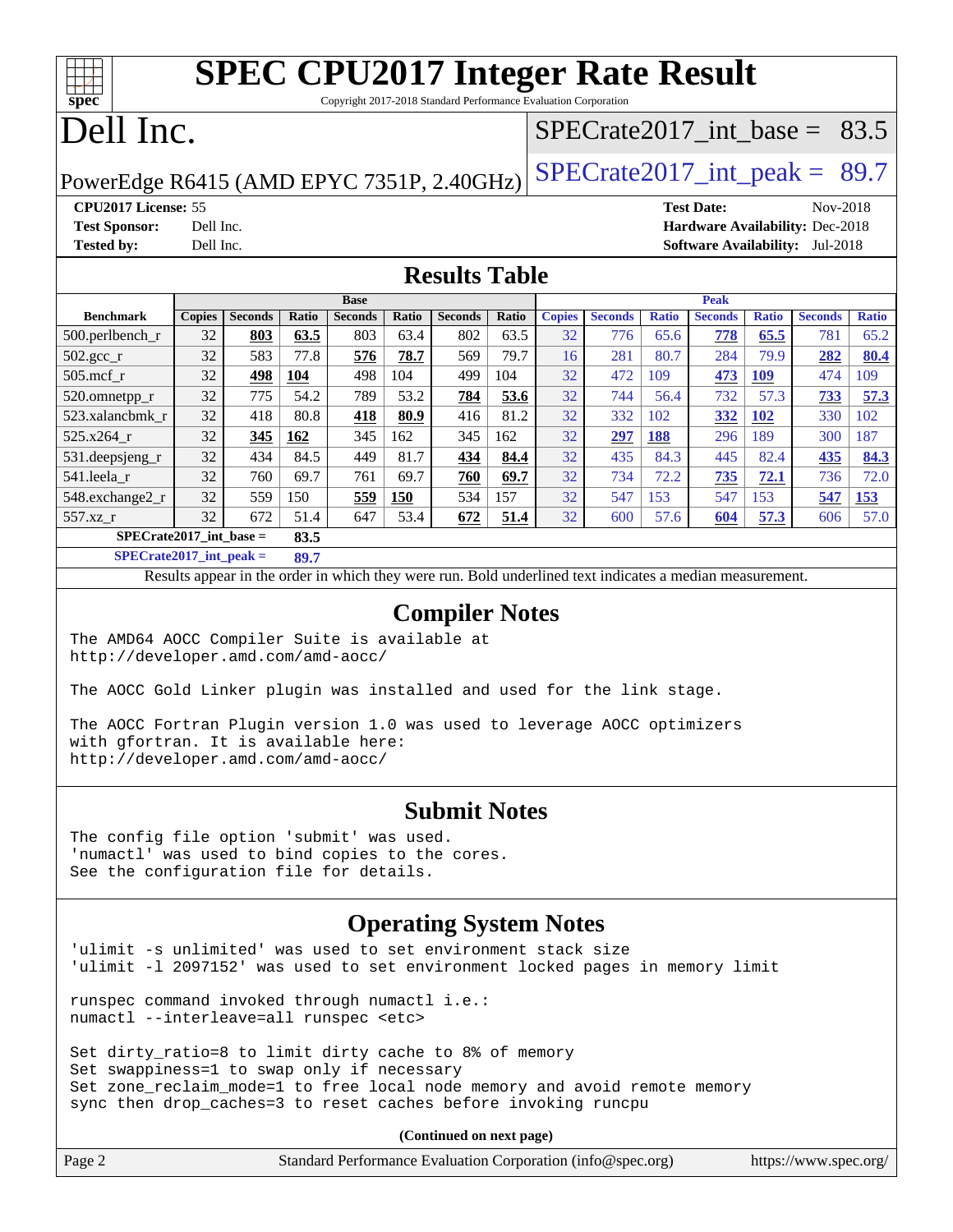# SPEC CPU2017 Integer Rate Result

Copyright 2017-2018 Standard Performance Evaluation Corporation

# Dell Inc.

PowerEdge R6415 (AMD EPYC 7351P, 2.40GHz)

SPECrate2017_int_base = 83.5

SPECrate2017_int_peak = 89.7

**CPU2017 License:** 55
**Test Sponsor:** Dell Inc.
**Tested by:** Dell Inc.

**Test Date:** Nov-2018
**Hardware Availability:** Dec-2018
**Software Availability:** Jul-2018

## Results Table

| Benchmark | Base | | | | | | | Peak | | | | | | |
|---|---|---|---|---|---|---|---|---|---|---|---|---|---|---|
| | Copies | Seconds | Ratio | Seconds | Ratio | Seconds | Ratio | Copies | Seconds | Ratio | Seconds | Ratio | Seconds | Ratio |
| 500.perlbench_r | 32 | **803** | **63.5** | 803 | 63.4 | 802 | 63.5 | 32 | 776 | 65.6 | **778** | **65.5** | 781 | 65.2 |
| 502.gcc_r | 32 | 583 | 77.8 | **576** | **78.7** | 569 | 79.7 | 16 | 281 | 80.7 | 284 | 79.9 | **282** | **80.4** |
| 505.mcf_r | 32 | **498** | **104** | 498 | 104 | 499 | 104 | 32 | 472 | 109 | **473** | **109** | 474 | 109 |
| 520.omnetpp_r | 32 | 775 | 54.2 | 789 | 53.2 | **784** | **53.6** | 32 | 744 | 56.4 | 732 | 57.3 | **733** | **57.3** |
| 523.xalancbmk_r | 32 | 418 | 80.8 | **418** | **80.9** | 416 | 81.2 | 32 | 332 | 102 | **332** | **102** | 330 | 102 |
| 525.x264_r | 32 | **345** | **162** | 345 | 162 | 345 | 162 | 32 | **297** | **188** | 296 | 189 | 300 | 187 |
| 531.deepsjeng_r | 32 | 434 | 84.5 | 449 | 81.7 | **434** | **84.4** | 32 | 435 | 84.3 | 445 | 82.4 | **435** | **84.3** |
| 541.leela_r | 32 | 760 | 69.7 | 761 | 69.7 | **760** | **69.7** | 32 | 734 | 72.2 | **735** | **72.1** | 736 | 72.0 |
| 548.exchange2_r | 32 | 559 | 150 | **559** | **150** | 534 | 157 | 32 | 547 | 153 | 547 | 153 | **547** | **153** |
| 557.xz_r | 32 | 672 | 51.4 | 647 | 53.4 | **672** | **51.4** | 32 | 600 | 57.6 | **604** | **57.3** | 606 | 57.0 |

**SPECrate2017_int_base = 83.5**

**SPECrate2017_int_peak = 89.7**

Results appear in the order in which they were run. Bold underlined text indicates a median measurement.

## Compiler Notes

```
The AMD64 AOCC Compiler Suite is available at
http://developer.amd.com/amd-aocc/

The AOCC Gold Linker plugin was installed and used for the link stage.

The AOCC Fortran Plugin version 1.0 was used to leverage AOCC optimizers
with gfortran. It is available here:
http://developer.amd.com/amd-aocc/
```

## Submit Notes

```
The config file option 'submit' was used.
'numactl' was used to bind copies to the cores.
See the configuration file for details.
```

## Operating System Notes

```
'ulimit -s unlimited' was used to set environment stack size
'ulimit -l 2097152' was used to set environment locked pages in memory limit

runspec command invoked through numactl i.e.:
numactl --interleave=all runspec <etc>

Set dirty_ratio=8 to limit dirty cache to 8% of memory
Set swappiness=1 to swap only if necessary
Set zone_reclaim_mode=1 to free local node memory and avoid remote memory
sync then drop_caches=3 to reset caches before invoking runcpu
```

**(Continued on next page)**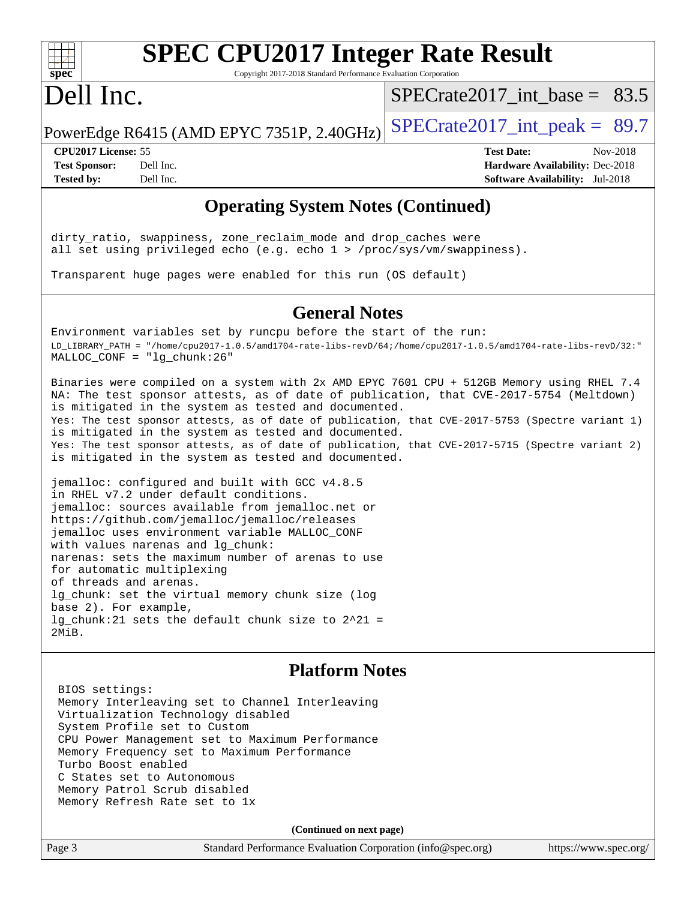# SPEC CPU2017 Integer Rate Result

Copyright 2017-2018 Standard Performance Evaluation Corporation

# Dell Inc.

PowerEdge R6415 (AMD EPYC 7351P, 2.40GHz)

SPECrate2017_int_base = 83.5

SPECrate2017_int_peak = 89.7

**CPU2017 License:** 55
**Test Sponsor:** Dell Inc.
**Tested by:** Dell Inc.

**Test Date:** Nov-2018
**Hardware Availability:** Dec-2018
**Software Availability:** Jul-2018

## Operating System Notes (Continued)

```
dirty_ratio, swappiness, zone_reclaim_mode and drop_caches were
all set using privileged echo (e.g. echo 1 > /proc/sys/vm/swappiness).

Transparent huge pages were enabled for this run (OS default)
```

## General Notes

```
Environment variables set by runcpu before the start of the run:
LD_LIBRARY_PATH = "/home/cpu2017-1.0.5/amd1704-rate-libs-revD/64;/home/cpu2017-1.0.5/amd1704-rate-libs-revD/32:"
MALLOC_CONF = "lg_chunk:26"

Binaries were compiled on a system with 2x AMD EPYC 7601 CPU + 512GB Memory using RHEL 7.4
NA: The test sponsor attests, as of date of publication, that CVE-2017-5754 (Meltdown)
is mitigated in the system as tested and documented.
Yes: The test sponsor attests, as of date of publication, that CVE-2017-5753 (Spectre variant 1)
is mitigated in the system as tested and documented.
Yes: The test sponsor attests, as of date of publication, that CVE-2017-5715 (Spectre variant 2)
is mitigated in the system as tested and documented.

jemalloc: configured and built with GCC v4.8.5
in RHEL v7.2 under default conditions.
jemalloc: sources available from jemalloc.net or
https://github.com/jemalloc/jemalloc/releases
jemalloc uses environment variable MALLOC_CONF
with values narenas and lg_chunk:
narenas: sets the maximum number of arenas to use
for automatic multiplexing
of threads and arenas.
lg_chunk: set the virtual memory chunk size (log
base 2). For example,
lg_chunk:21 sets the default chunk size to 2^21 =
2MiB.
```

## Platform Notes

```
BIOS settings:
Memory Interleaving set to Channel Interleaving
Virtualization Technology disabled
System Profile set to Custom
CPU Power Management set to Maximum Performance
Memory Frequency set to Maximum Performance
Turbo Boost enabled
C States set to Autonomous
Memory Patrol Scrub disabled
Memory Refresh Rate set to 1x
```

**(Continued on next page)**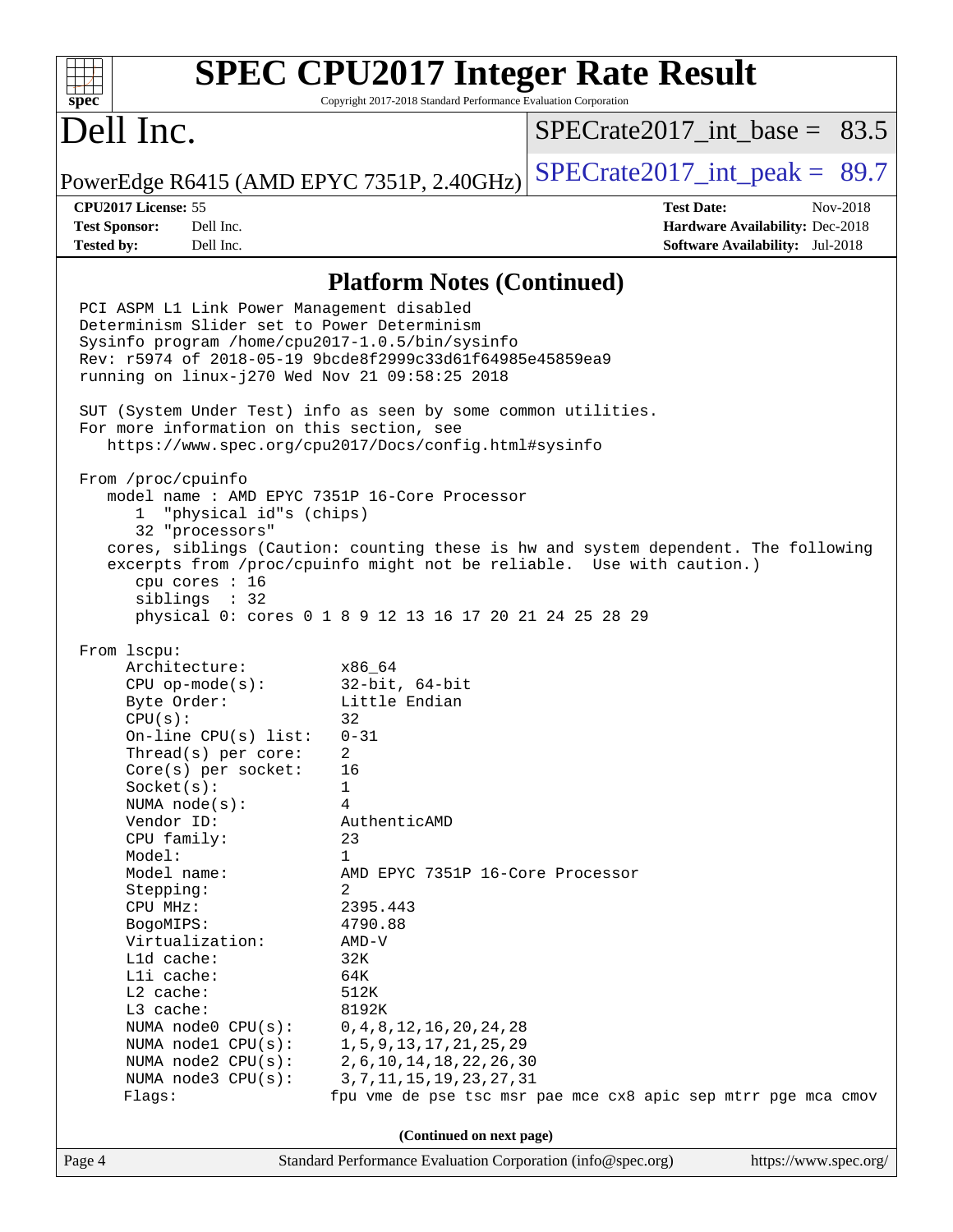# SPEC CPU2017 Integer Rate Result

Copyright 2017-2018 Standard Performance Evaluation Corporation

## Dell Inc.

PowerEdge R6415 (AMD EPYC 7351P, 2.40GHz)

SPECrate2017_int_base = 83.5

SPECrate2017_int_peak = 89.7

**CPU2017 License:** 55
**Test Sponsor:** Dell Inc.
**Tested by:** Dell Inc.

**Test Date:** Nov-2018
**Hardware Availability:** Dec-2018
**Software Availability:** Jul-2018

### Platform Notes (Continued)

```
PCI ASPM L1 Link Power Management disabled
Determinism Slider set to Power Determinism
Sysinfo program /home/cpu2017-1.0.5/bin/sysinfo
Rev: r5974 of 2018-05-19 9bcde8f2999c33d61f64985e45859ea9
running on linux-j270 Wed Nov 21 09:58:25 2018

SUT (System Under Test) info as seen by some common utilities.
For more information on this section, see
   https://www.spec.org/cpu2017/Docs/config.html#sysinfo

From /proc/cpuinfo
   model name : AMD EPYC 7351P 16-Core Processor
      1  "physical id"s (chips)
      32 "processors"
   cores, siblings (Caution: counting these is hw and system dependent. The following
   excerpts from /proc/cpuinfo might not be reliable.  Use with caution.)
      cpu cores : 16
      siblings  : 32
      physical 0: cores 0 1 8 9 12 13 16 17 20 21 24 25 28 29

From lscpu:
     Architecture:          x86_64
     CPU op-mode(s):        32-bit, 64-bit
     Byte Order:            Little Endian
     CPU(s):                32
     On-line CPU(s) list:   0-31
     Thread(s) per core:    2
     Core(s) per socket:    16
     Socket(s):             1
     NUMA node(s):          4
     Vendor ID:             AuthenticAMD
     CPU family:            23
     Model:                 1
     Model name:            AMD EPYC 7351P 16-Core Processor
     Stepping:              2
     CPU MHz:               2395.443
     BogoMIPS:              4790.88
     Virtualization:        AMD-V
     L1d cache:             32K
     L1i cache:             64K
     L2 cache:              512K
     L3 cache:              8192K
     NUMA node0 CPU(s):     0,4,8,12,16,20,24,28
     NUMA node1 CPU(s):     1,5,9,13,17,21,25,29
     NUMA node2 CPU(s):     2,6,10,14,18,22,26,30
     NUMA node3 CPU(s):     3,7,11,15,19,23,27,31
     Flags:                fpu vme de pse tsc msr pae mce cx8 apic sep mtrr pge mca cmov
```

(Continued on next page)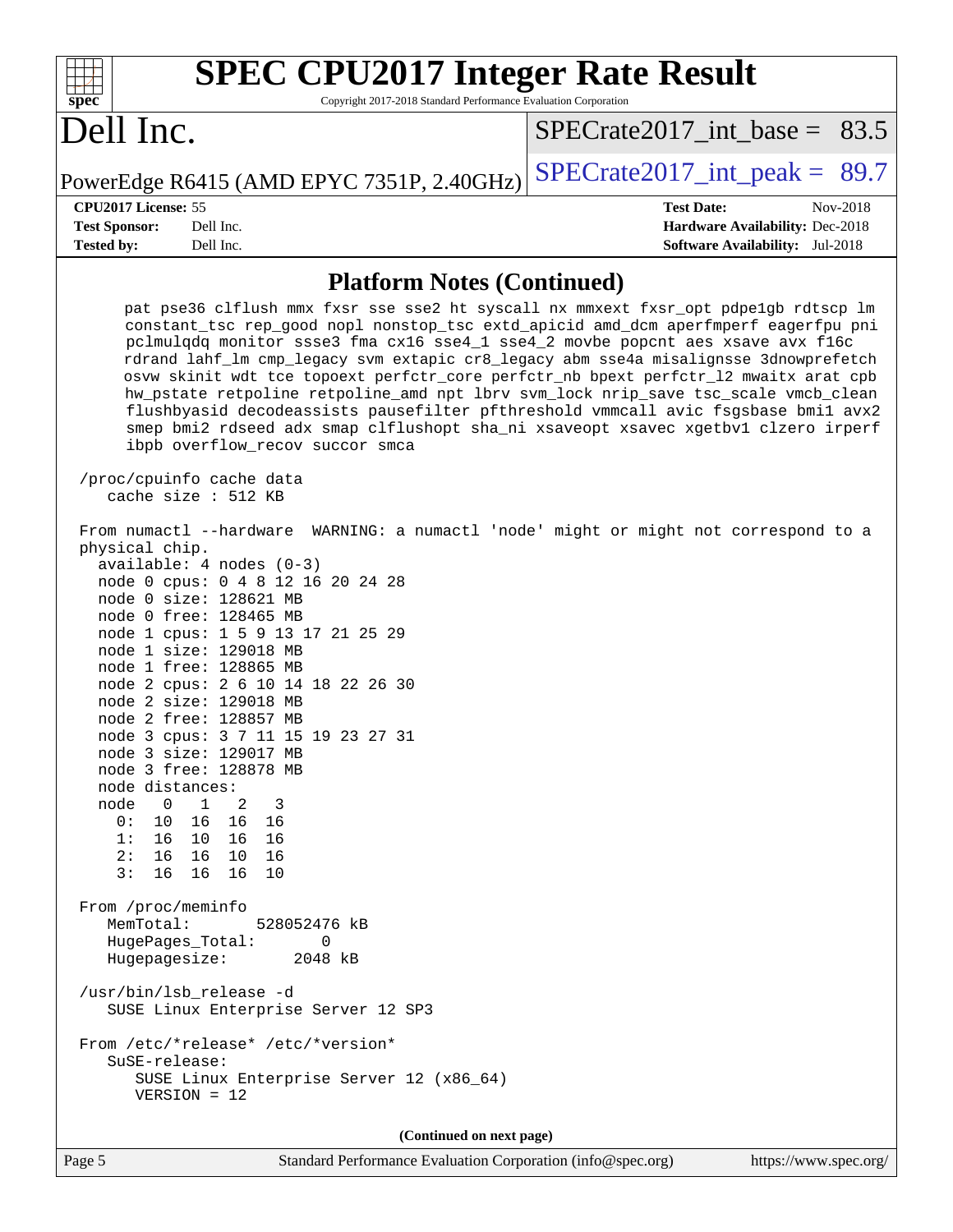## Platform Notes (Continued)

```
     pat pse36 clflush mmx fxsr sse sse2 ht syscall nx mmxext fxsr_opt pdpe1gb rdtscp lm
     constant_tsc rep_good nopl nonstop_tsc extd_apicid amd_dcm aperfmperf eagerfpu pni
     pclmulqdq monitor ssse3 fma cx16 sse4_1 sse4_2 movbe popcnt aes xsave avx f16c
     rdrand lahf_lm cmp_legacy svm extapic cr8_legacy abm sse4a misalignsse 3dnowprefetch
     osvw skinit wdt tce topoext perfctr_core perfctr_nb bpext perfctr_l2 mwaitx arat cpb
     hw_pstate retpoline retpoline_amd npt lbrv svm_lock nrip_save tsc_scale vmcb_clean
     flushbyasid decodeassists pausefilter pfthreshold vmmcall avic fsgsbase bmi1 avx2
     smep bmi2 rdseed adx smap clflushopt sha_ni xsaveopt xsavec xgetbv1 clzero irperf
     ibpb overflow_recov succor smca

 /proc/cpuinfo cache data
    cache size : 512 KB

 From numactl --hardware  WARNING: a numactl 'node' might or might not correspond to a
 physical chip.
   available: 4 nodes (0-3)
   node 0 cpus: 0 4 8 12 16 20 24 28
   node 0 size: 128621 MB
   node 0 free: 128465 MB
   node 1 cpus: 1 5 9 13 17 21 25 29
   node 1 size: 129018 MB
   node 1 free: 128865 MB
   node 2 cpus: 2 6 10 14 18 22 26 30
   node 2 size: 129018 MB
   node 2 free: 128857 MB
   node 3 cpus: 3 7 11 15 19 23 27 31
   node 3 size: 129017 MB
   node 3 free: 128878 MB
   node distances:
   node   0   1   2   3
     0:  10  16  16  16
     1:  16  10  16  16
     2:  16  16  10  16
     3:  16  16  16  10

 From /proc/meminfo
    MemTotal:       528052476 kB
    HugePages_Total:       0
    Hugepagesize:       2048 kB

 /usr/bin/lsb_release -d
    SUSE Linux Enterprise Server 12 SP3

 From /etc/*release* /etc/*version*
    SuSE-release:
       SUSE Linux Enterprise Server 12 (x86_64)
       VERSION = 12
```

**(Continued on next page)**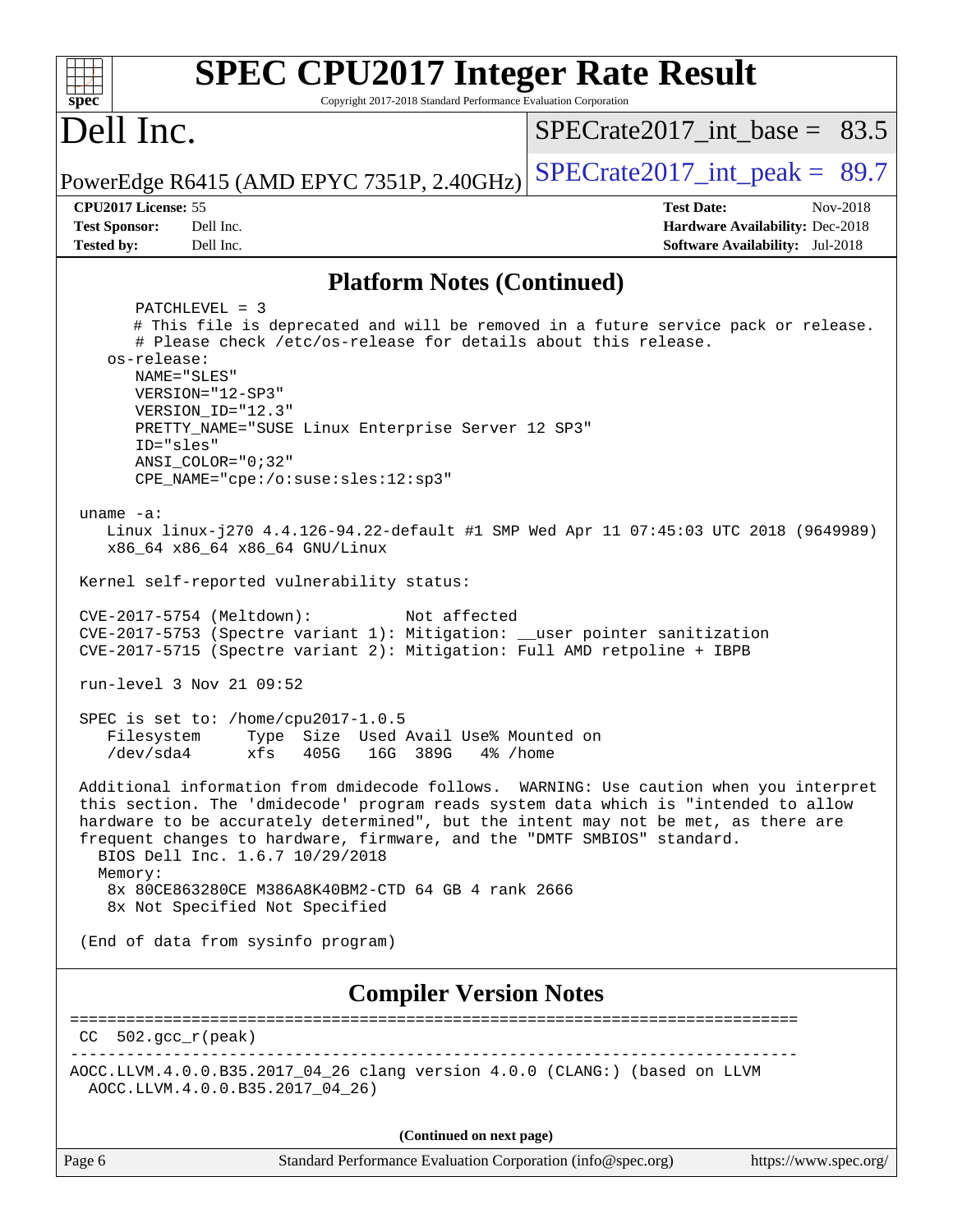# SPEC CPU2017 Integer Rate Result

Copyright 2017-2018 Standard Performance Evaluation Corporation

# Dell Inc.

PowerEdge R6415 (AMD EPYC 7351P, 2.40GHz)

SPECrate2017_int_base = 83.5

SPECrate2017_int_peak = 89.7

**CPU2017 License:** 55
**Test Sponsor:** Dell Inc.
**Tested by:** Dell Inc.

**Test Date:** Nov-2018
**Hardware Availability:** Dec-2018
**Software Availability:** Jul-2018

## Platform Notes (Continued)

```
      PATCHLEVEL = 3
      # This file is deprecated and will be removed in a future service pack or release.
      # Please check /etc/os-release for details about this release.
   os-release:
      NAME="SLES"
      VERSION="12-SP3"
      VERSION_ID="12.3"
      PRETTY_NAME="SUSE Linux Enterprise Server 12 SP3"
      ID="sles"
      ANSI_COLOR="0;32"
      CPE_NAME="cpe:/o:suse:sles:12:sp3"

 uname -a:
    Linux linux-j270 4.4.126-94.22-default #1 SMP Wed Apr 11 07:45:03 UTC 2018 (9649989)
    x86_64 x86_64 x86_64 GNU/Linux

 Kernel self-reported vulnerability status:

 CVE-2017-5754 (Meltdown):          Not affected
 CVE-2017-5753 (Spectre variant 1): Mitigation: __user pointer sanitization
 CVE-2017-5715 (Spectre variant 2): Mitigation: Full AMD retpoline + IBPB

 run-level 3 Nov 21 09:52

 SPEC is set to: /home/cpu2017-1.0.5
    Filesystem     Type  Size  Used Avail Use% Mounted on
    /dev/sda4      xfs   405G   16G  389G   4% /home

 Additional information from dmidecode follows.  WARNING: Use caution when you interpret
 this section. The 'dmidecode' program reads system data which is "intended to allow
 hardware to be accurately determined", but the intent may not be met, as there are
 frequent changes to hardware, firmware, and the "DMTF SMBIOS" standard.
   BIOS Dell Inc. 1.6.7 10/29/2018
   Memory:
    8x 80CE863280CE M386A8K40BM2-CTD 64 GB 4 rank 2666
    8x Not Specified Not Specified

 (End of data from sysinfo program)
```

## Compiler Version Notes

```
==============================================================================
 CC  502.gcc_r(peak)
------------------------------------------------------------------------------
AOCC.LLVM.4.0.0.B35.2017_04_26 clang version 4.0.0 (CLANG:) (based on LLVM
  AOCC.LLVM.4.0.0.B35.2017_04_26)
```

**(Continued on next page)**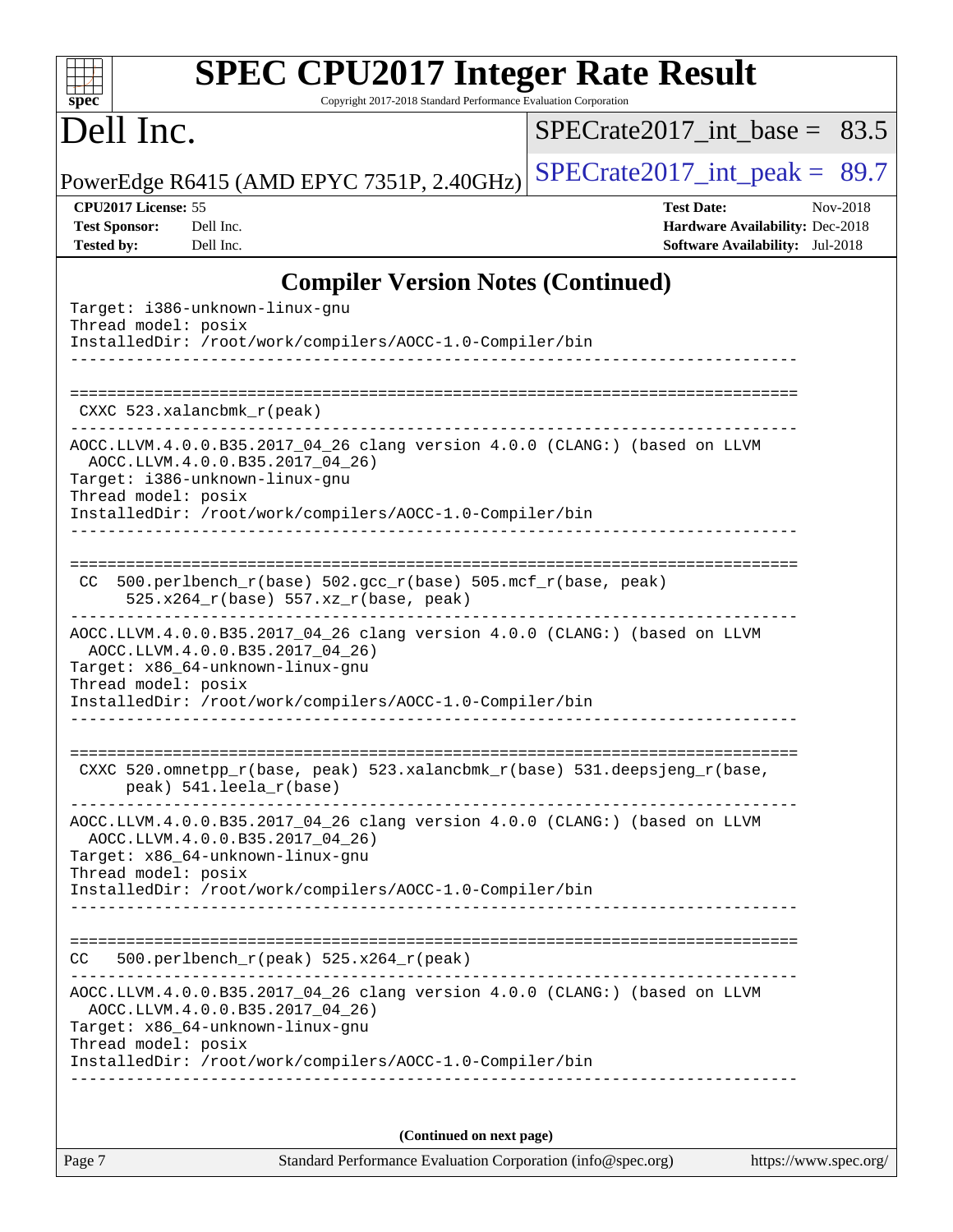## Compiler Version Notes (Continued)

```
Target: i386-unknown-linux-gnu
Thread model: posix
InstalledDir: /root/work/compilers/AOCC-1.0-Compiler/bin
------------------------------------------------------------------------------

==============================================================================
 CXXC 523.xalancbmk_r(peak)
------------------------------------------------------------------------------
AOCC.LLVM.4.0.0.B35.2017_04_26 clang version 4.0.0 (CLANG:) (based on LLVM
  AOCC.LLVM.4.0.0.B35.2017_04_26)
Target: i386-unknown-linux-gnu
Thread model: posix
InstalledDir: /root/work/compilers/AOCC-1.0-Compiler/bin
------------------------------------------------------------------------------

==============================================================================
 CC  500.perlbench_r(base) 502.gcc_r(base) 505.mcf_r(base, peak)
      525.x264_r(base) 557.xz_r(base, peak)
------------------------------------------------------------------------------
AOCC.LLVM.4.0.0.B35.2017_04_26 clang version 4.0.0 (CLANG:) (based on LLVM
  AOCC.LLVM.4.0.0.B35.2017_04_26)
Target: x86_64-unknown-linux-gnu
Thread model: posix
InstalledDir: /root/work/compilers/AOCC-1.0-Compiler/bin
------------------------------------------------------------------------------

==============================================================================
 CXXC 520.omnetpp_r(base, peak) 523.xalancbmk_r(base) 531.deepsjeng_r(base,
      peak) 541.leela_r(base)
------------------------------------------------------------------------------
AOCC.LLVM.4.0.0.B35.2017_04_26 clang version 4.0.0 (CLANG:) (based on LLVM
  AOCC.LLVM.4.0.0.B35.2017_04_26)
Target: x86_64-unknown-linux-gnu
Thread model: posix
InstalledDir: /root/work/compilers/AOCC-1.0-Compiler/bin
------------------------------------------------------------------------------

==============================================================================
 CC   500.perlbench_r(peak) 525.x264_r(peak)
------------------------------------------------------------------------------
AOCC.LLVM.4.0.0.B35.2017_04_26 clang version 4.0.0 (CLANG:) (based on LLVM
  AOCC.LLVM.4.0.0.B35.2017_04_26)
Target: x86_64-unknown-linux-gnu
Thread model: posix
InstalledDir: /root/work/compilers/AOCC-1.0-Compiler/bin
------------------------------------------------------------------------------
```

(Continued on next page)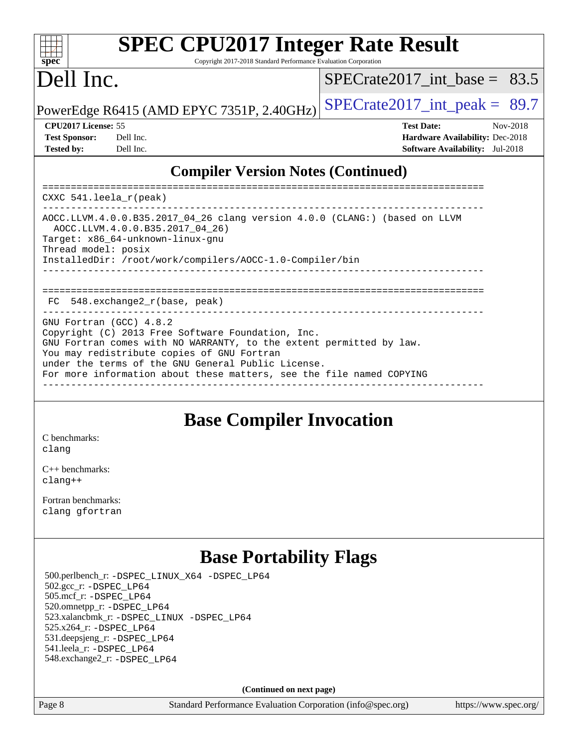## Compiler Version Notes (Continued)

```
==============================================================================
CXXC 541.leela_r(peak)
------------------------------------------------------------------------------
AOCC.LLVM.4.0.0.B35.2017_04_26 clang version 4.0.0 (CLANG:) (based on LLVM
  AOCC.LLVM.4.0.0.B35.2017_04_26)
Target: x86_64-unknown-linux-gnu
Thread model: posix
InstalledDir: /root/work/compilers/AOCC-1.0-Compiler/bin
------------------------------------------------------------------------------

==============================================================================
 FC  548.exchange2_r(base, peak)
------------------------------------------------------------------------------
GNU Fortran (GCC) 4.8.2
Copyright (C) 2013 Free Software Foundation, Inc.
GNU Fortran comes with NO WARRANTY, to the extent permitted by law.
You may redistribute copies of GNU Fortran
under the terms of the GNU General Public License.
For more information about these matters, see the file named COPYING
------------------------------------------------------------------------------
```

## Base Compiler Invocation

C benchmarks:
clang

C++ benchmarks:
clang++

Fortran benchmarks:
clang gfortran

## Base Portability Flags

500.perlbench_r: -DSPEC_LINUX_X64 -DSPEC_LP64
502.gcc_r: -DSPEC_LP64
505.mcf_r: -DSPEC_LP64
520.omnetpp_r: -DSPEC_LP64
523.xalancbmk_r: -DSPEC_LINUX -DSPEC_LP64
525.x264_r: -DSPEC_LP64
531.deepsjeng_r: -DSPEC_LP64
541.leela_r: -DSPEC_LP64
548.exchange2_r: -DSPEC_LP64

**(Continued on next page)**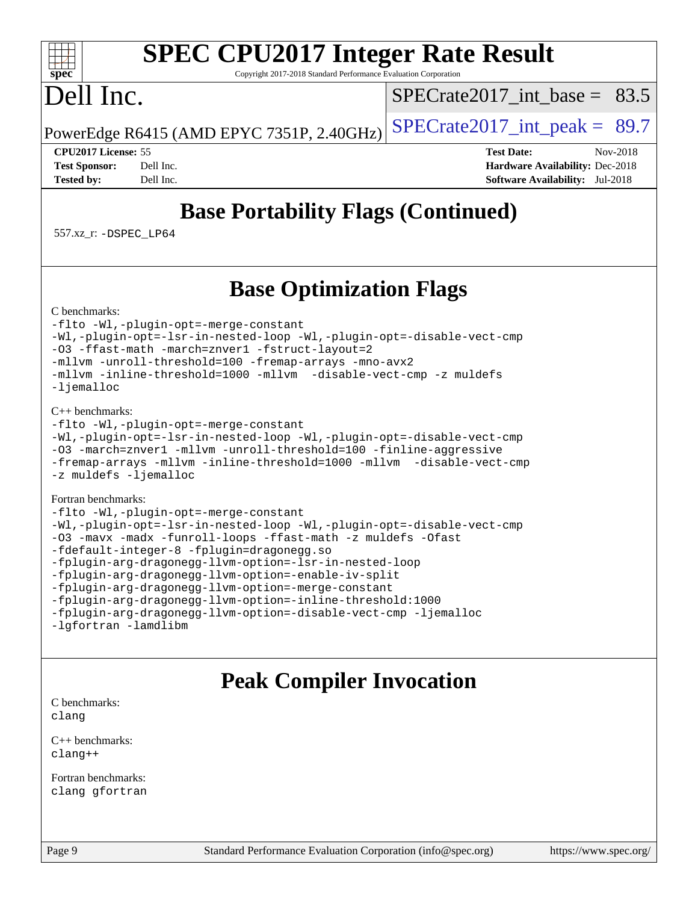# Base Portability Flags (Continued)

557.xz_r: -DSPEC_LP64

# Base Optimization Flags

C benchmarks:

```
-flto -Wl,-plugin-opt=-merge-constant
-Wl,-plugin-opt=-lsr-in-nested-loop -Wl,-plugin-opt=-disable-vect-cmp
-O3 -ffast-math -march=znver1 -fstruct-layout=2
-mllvm -unroll-threshold=100 -fremap-arrays -mno-avx2
-mllvm -inline-threshold=1000 -mllvm  -disable-vect-cmp -z muldefs
-ljemalloc
```

C++ benchmarks:

```
-flto -Wl,-plugin-opt=-merge-constant
-Wl,-plugin-opt=-lsr-in-nested-loop -Wl,-plugin-opt=-disable-vect-cmp
-O3 -march=znver1 -mllvm -unroll-threshold=100 -finline-aggressive
-fremap-arrays -mllvm -inline-threshold=1000 -mllvm  -disable-vect-cmp
-z muldefs -ljemalloc
```

Fortran benchmarks:

```
-flto -Wl,-plugin-opt=-merge-constant
-Wl,-plugin-opt=-lsr-in-nested-loop -Wl,-plugin-opt=-disable-vect-cmp
-O3 -mavx -madx -funroll-loops -ffast-math -z muldefs -Ofast
-fdefault-integer-8 -fplugin=dragonegg.so
-fplugin-arg-dragonegg-llvm-option=-lsr-in-nested-loop
-fplugin-arg-dragonegg-llvm-option=-enable-iv-split
-fplugin-arg-dragonegg-llvm-option=-merge-constant
-fplugin-arg-dragonegg-llvm-option=-inline-threshold:1000
-fplugin-arg-dragonegg-llvm-option=-disable-vect-cmp -ljemalloc
-lgfortran -lamdlibm
```

# Peak Compiler Invocation

C benchmarks:
clang

C++ benchmarks:
clang++

Fortran benchmarks:
clang gfortran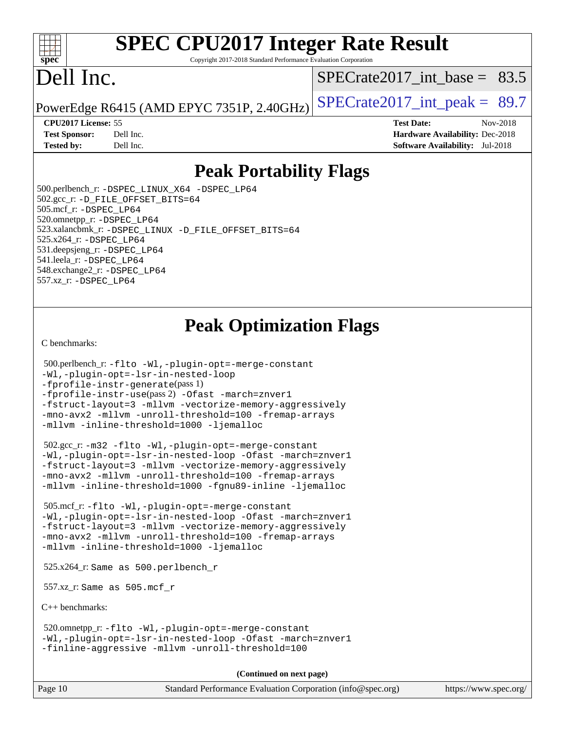# SPEC CPU2017 Integer Rate Result

Copyright 2017-2018 Standard Performance Evaluation Corporation

# Dell Inc.

PowerEdge R6415 (AMD EPYC 7351P, 2.40GHz)

SPECrate2017_int_base = 83.5

SPECrate2017_int_peak = 89.7

**CPU2017 License:** 55
**Test Sponsor:** Dell Inc.
**Tested by:** Dell Inc.

**Test Date:** Nov-2018
**Hardware Availability:** Dec-2018
**Software Availability:** Jul-2018

## Peak Portability Flags

500.perlbench_r: -DSPEC_LINUX_X64 -DSPEC_LP64
502.gcc_r: -D_FILE_OFFSET_BITS=64
505.mcf_r: -DSPEC_LP64
520.omnetpp_r: -DSPEC_LP64
523.xalancbmk_r: -DSPEC_LINUX -D_FILE_OFFSET_BITS=64
525.x264_r: -DSPEC_LP64
531.deepsjeng_r: -DSPEC_LP64
541.leela_r: -DSPEC_LP64
548.exchange2_r: -DSPEC_LP64
557.xz_r: -DSPEC_LP64

## Peak Optimization Flags

C benchmarks:

500.perlbench_r: -flto -Wl,-plugin-opt=-merge-constant -Wl,-plugin-opt=-lsr-in-nested-loop -fprofile-instr-generate(pass 1) -fprofile-instr-use(pass 2) -Ofast -march=znver1 -fstruct-layout=3 -mllvm -vectorize-memory-aggressively -mno-avx2 -mllvm -unroll-threshold=100 -fremap-arrays -mllvm -inline-threshold=1000 -ljemalloc

502.gcc_r: -m32 -flto -Wl,-plugin-opt=-merge-constant -Wl,-plugin-opt=-lsr-in-nested-loop -Ofast -march=znver1 -fstruct-layout=3 -mllvm -vectorize-memory-aggressively -mno-avx2 -mllvm -unroll-threshold=100 -fremap-arrays -mllvm -inline-threshold=1000 -fgnu89-inline -ljemalloc

505.mcf_r: -flto -Wl,-plugin-opt=-merge-constant -Wl,-plugin-opt=-lsr-in-nested-loop -Ofast -march=znver1 -fstruct-layout=3 -mllvm -vectorize-memory-aggressively -mno-avx2 -mllvm -unroll-threshold=100 -fremap-arrays -mllvm -inline-threshold=1000 -ljemalloc

525.x264_r: Same as 500.perlbench_r

557.xz_r: Same as 505.mcf_r

C++ benchmarks:

520.omnetpp_r: -flto -Wl,-plugin-opt=-merge-constant -Wl,-plugin-opt=-lsr-in-nested-loop -Ofast -march=znver1 -finline-aggressive -mllvm -unroll-threshold=100

**(Continued on next page)**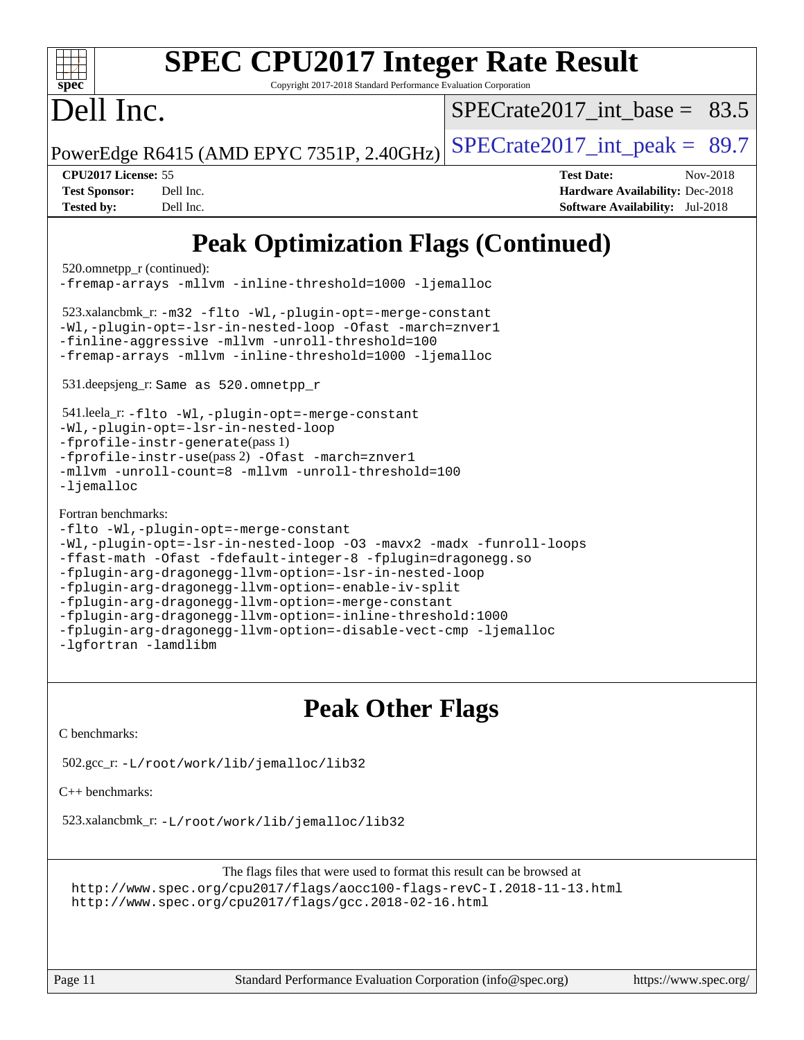# SPEC CPU2017 Integer Rate Result

Copyright 2017-2018 Standard Performance Evaluation Corporation

# Dell Inc.

PowerEdge R6415 (AMD EPYC 7351P, 2.40GHz)

SPECrate2017_int_base = 83.5

SPECrate2017_int_peak = 89.7

**CPU2017 License:** 55
**Test Sponsor:** Dell Inc.
**Tested by:** Dell Inc.

**Test Date:** Nov-2018
**Hardware Availability:** Dec-2018
**Software Availability:** Jul-2018

## Peak Optimization Flags (Continued)

520.omnetpp_r (continued):
```
-fremap-arrays -mllvm -inline-threshold=1000 -ljemalloc
```

523.xalancbmk_r:
```
-m32 -flto -Wl,-plugin-opt=-merge-constant
-Wl,-plugin-opt=-lsr-in-nested-loop -Ofast -march=znver1
-finline-aggressive -mllvm -unroll-threshold=100
-fremap-arrays -mllvm -inline-threshold=1000 -ljemalloc
```

531.deepsjeng_r: Same as 520.omnetpp_r

541.leela_r:
```
-flto -Wl,-plugin-opt=-merge-constant
-Wl,-plugin-opt=-lsr-in-nested-loop
-fprofile-instr-generate(pass 1)
-fprofile-instr-use(pass 2) -Ofast -march=znver1
-mllvm -unroll-count=8 -mllvm -unroll-threshold=100
-ljemalloc
```

Fortran benchmarks:
```
-flto -Wl,-plugin-opt=-merge-constant
-Wl,-plugin-opt=-lsr-in-nested-loop -O3 -mavx2 -madx -funroll-loops
-ffast-math -Ofast -fdefault-integer-8 -fplugin=dragonegg.so
-fplugin-arg-dragonegg-llvm-option=-lsr-in-nested-loop
-fplugin-arg-dragonegg-llvm-option=-enable-iv-split
-fplugin-arg-dragonegg-llvm-option=-merge-constant
-fplugin-arg-dragonegg-llvm-option=-inline-threshold:1000
-fplugin-arg-dragonegg-llvm-option=-disable-vect-cmp -ljemalloc
-lgfortran -lamdlibm
```

## Peak Other Flags

C benchmarks:

502.gcc_r: `-L/root/work/lib/jemalloc/lib32`

C++ benchmarks:

523.xalancbmk_r: `-L/root/work/lib/jemalloc/lib32`

The flags files that were used to format this result can be browsed at
http://www.spec.org/cpu2017/flags/aocc100-flags-revC-I.2018-11-13.html
http://www.spec.org/cpu2017/flags/gcc.2018-02-16.html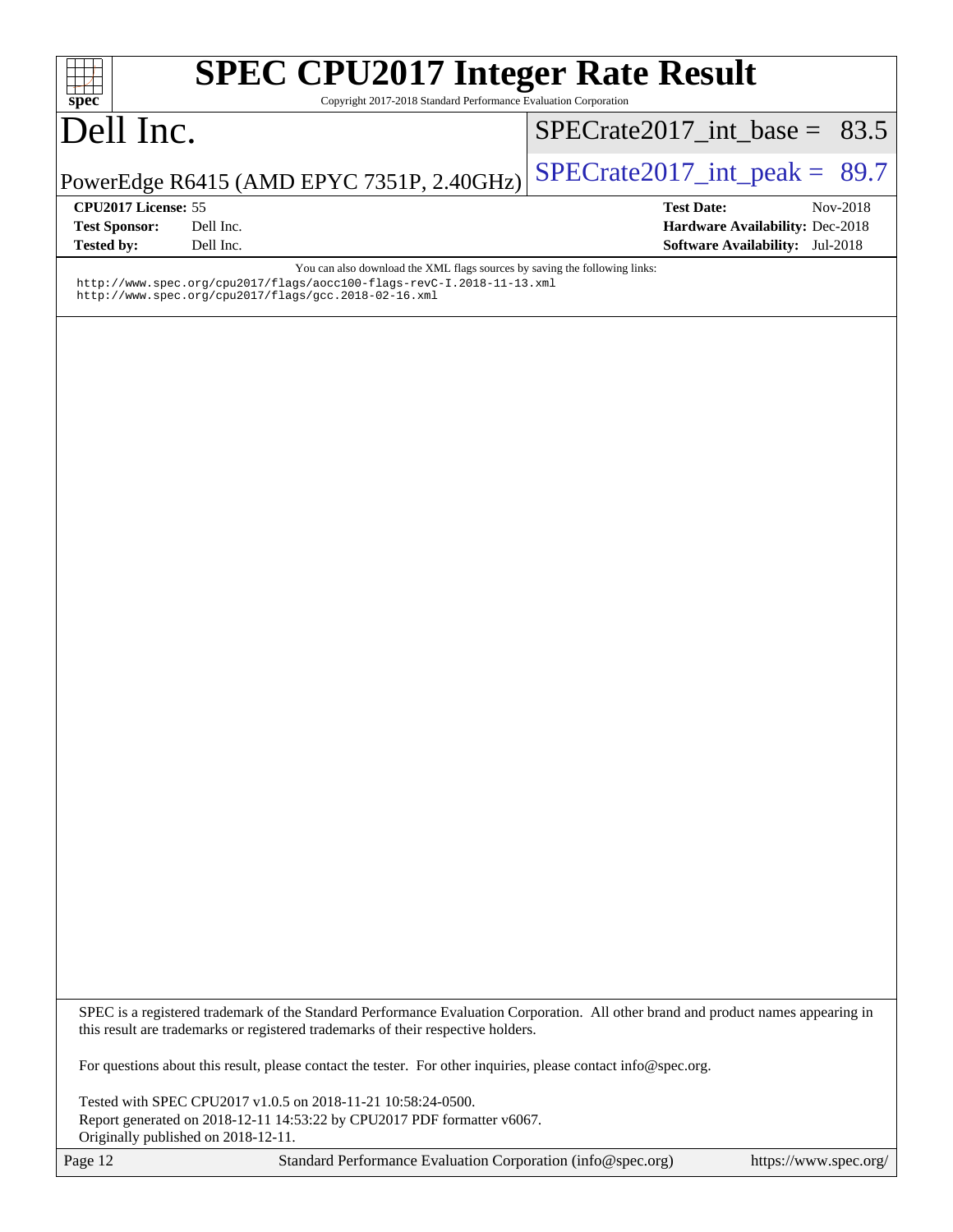# SPEC CPU2017 Integer Rate Result

Copyright 2017-2018 Standard Performance Evaluation Corporation

# Dell Inc.

PowerEdge R6415 (AMD EPYC 7351P, 2.40GHz)

SPECrate2017_int_base = 83.5

SPECrate2017_int_peak = 89.7

**CPU2017 License:** 55
**Test Sponsor:** Dell Inc.
**Tested by:** Dell Inc.

**Test Date:** Nov-2018
**Hardware Availability:** Dec-2018
**Software Availability:** Jul-2018

You can also download the XML flags sources by saving the following links:

http://www.spec.org/cpu2017/flags/aocc100-flags-revC-I.2018-11-13.xml
http://www.spec.org/cpu2017/flags/gcc.2018-02-16.xml

SPEC is a registered trademark of the Standard Performance Evaluation Corporation. All other brand and product names appearing in this result are trademarks or registered trademarks of their respective holders.

For questions about this result, please contact the tester. For other inquiries, please contact info@spec.org.

Tested with SPEC CPU2017 v1.0.5 on 2018-11-21 10:58:24-0500.
Report generated on 2018-12-11 14:53:22 by CPU2017 PDF formatter v6067.
Originally published on 2018-12-11.